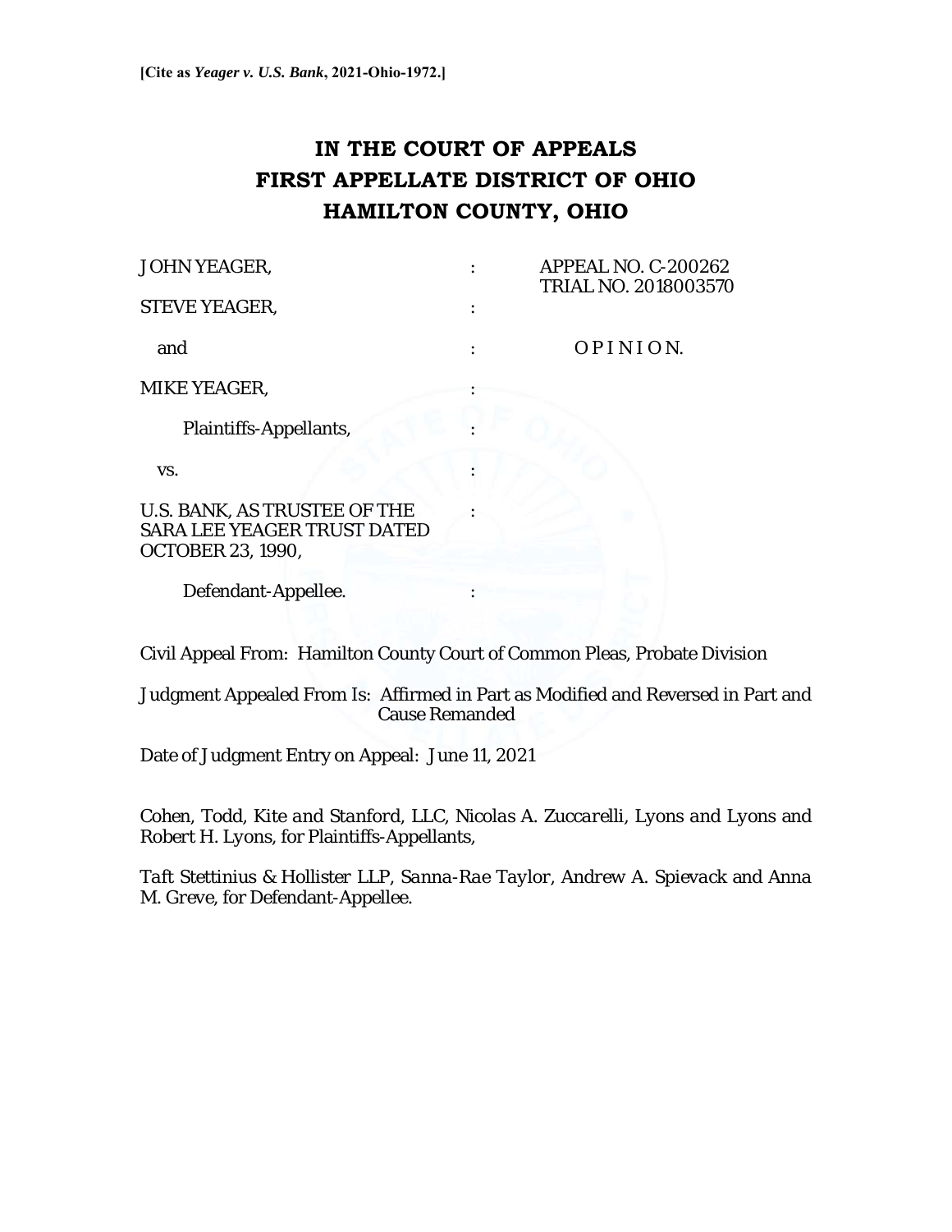**[Cite as *Yeager v. U.S. Bank*, 2021-Ohio-1972.]**

# IN THE COURT OF APPEALS
# FIRST APPELLATE DISTRICT OF OHIO
# HAMILTON COUNTY, OHIO

| | | |
|---|---|---|
| JOHN YEAGER, | : | APPEAL NO. C-200262<br>TRIAL NO. 2018003570 |
| STEVE YEAGER, | : | |
| and | : | O P I N I O N. |
| MIKE YEAGER, | : | |
| Plaintiffs-Appellants, | : | |
| vs. | : | |
| U.S. BANK, AS TRUSTEE OF THE SARA LEE YEAGER TRUST DATED OCTOBER 23, 1990, | : | |
| Defendant-Appellee. | : | |

Civil Appeal From: Hamilton County Court of Common Pleas, Probate Division

Judgment Appealed From Is: Affirmed in Part as Modified and Reversed in Part and Cause Remanded

Date of Judgment Entry on Appeal: June 11, 2021

*Cohen, Todd, Kite and Stanford, LLC, Nicolas A. Zuccarelli, Lyons and Lyons* and *Robert H. Lyons*, for Plaintiffs-Appellants,

*Taft Stettinius & Hollister LLP, Sanna-Rae Taylor, Andrew A. Spievack* and *Anna M. Greve*, for Defendant-Appellee.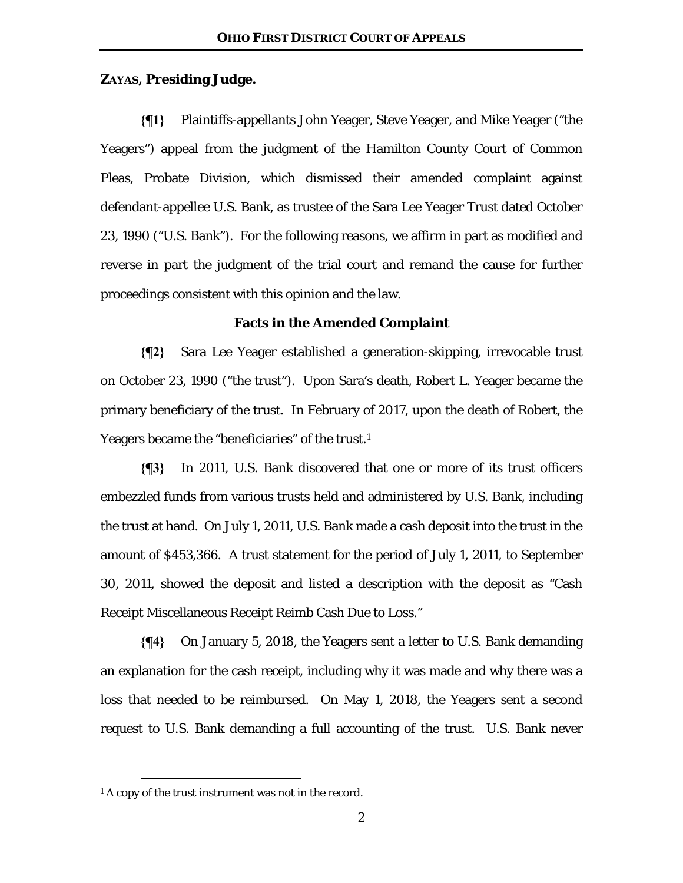**ZAYAS, Presiding Judge.**

**{¶1}** Plaintiffs-appellants John Yeager, Steve Yeager, and Mike Yeager ("the Yeagers") appeal from the judgment of the Hamilton County Court of Common Pleas, Probate Division, which dismissed their amended complaint against defendant-appellee U.S. Bank, as trustee of the Sara Lee Yeager Trust dated October 23, 1990 ("U.S. Bank"). For the following reasons, we affirm in part as modified and reverse in part the judgment of the trial court and remand the cause for further proceedings consistent with this opinion and the law.

**Facts in the Amended Complaint**

**{¶2}** Sara Lee Yeager established a generation-skipping, irrevocable trust on October 23, 1990 ("the trust"). Upon Sara's death, Robert L. Yeager became the primary beneficiary of the trust. In February of 2017, upon the death of Robert, the Yeagers became the "beneficiaries" of the trust.[1]

**{¶3}** In 2011, U.S. Bank discovered that one or more of its trust officers embezzled funds from various trusts held and administered by U.S. Bank, including the trust at hand. On July 1, 2011, U.S. Bank made a cash deposit into the trust in the amount of $453,366. A trust statement for the period of July 1, 2011, to September 30, 2011, showed the deposit and listed a description with the deposit as "Cash Receipt Miscellaneous Receipt Reimb Cash Due to Loss."

**{¶4}** On January 5, 2018, the Yeagers sent a letter to U.S. Bank demanding an explanation for the cash receipt, including why it was made and why there was a loss that needed to be reimbursed. On May 1, 2018, the Yeagers sent a second request to U.S. Bank demanding a full accounting of the trust. U.S. Bank never

[1] A copy of the trust instrument was not in the record.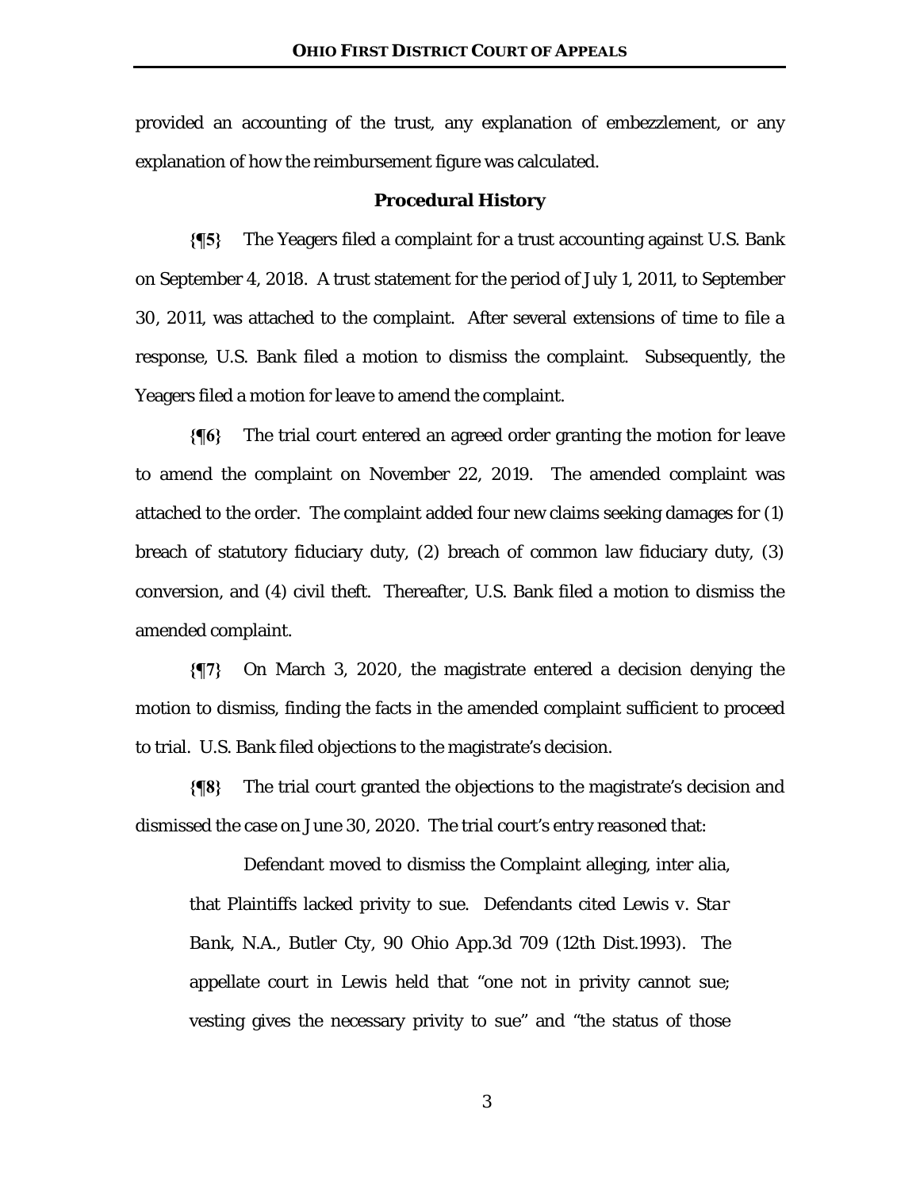provided an accounting of the trust, any explanation of embezzlement, or any explanation of how the reimbursement figure was calculated.

### Procedural History

**{¶5}** The Yeagers filed a complaint for a trust accounting against U.S. Bank on September 4, 2018. A trust statement for the period of July 1, 2011, to September 30, 2011, was attached to the complaint. After several extensions of time to file a response, U.S. Bank filed a motion to dismiss the complaint. Subsequently, the Yeagers filed a motion for leave to amend the complaint.

**{¶6}** The trial court entered an agreed order granting the motion for leave to amend the complaint on November 22, 2019. The amended complaint was attached to the order. The complaint added four new claims seeking damages for (1) breach of statutory fiduciary duty, (2) breach of common law fiduciary duty, (3) conversion, and (4) civil theft. Thereafter, U.S. Bank filed a motion to dismiss the amended complaint.

**{¶7}** On March 3, 2020, the magistrate entered a decision denying the motion to dismiss, finding the facts in the amended complaint sufficient to proceed to trial. U.S. Bank filed objections to the magistrate's decision.

**{¶8}** The trial court granted the objections to the magistrate's decision and dismissed the case on June 30, 2020. The trial court's entry reasoned that:

> Defendant moved to dismiss the Complaint alleging, inter alia, that Plaintiffs lacked privity to sue. Defendants cited *Lewis v. Star Bank, N.A., Butler Cty*, 90 Ohio App.3d 709 (12th Dist.1993). The appellate court in Lewis held that "one not in privity cannot sue; vesting gives the necessary privity to sue" and "the status of those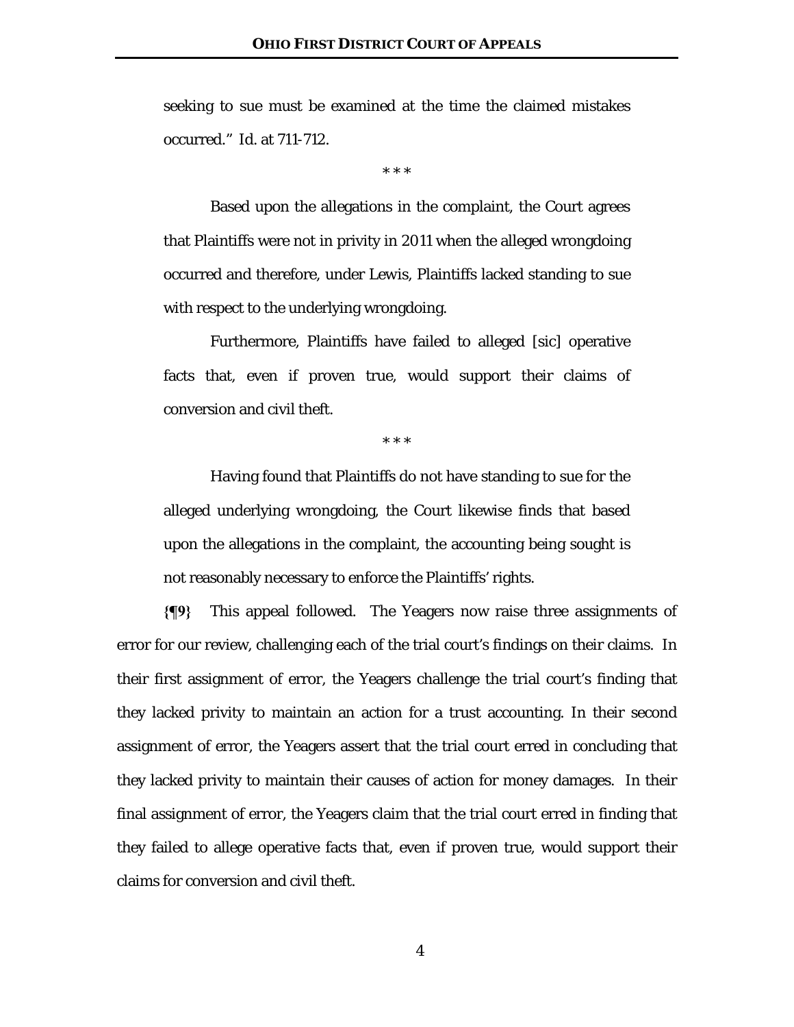seeking to sue must be examined at the time the claimed mistakes occurred." Id. at 711-712.

\* \* \*

Based upon the allegations in the complaint, the Court agrees that Plaintiffs were not in privity in 2011 when the alleged wrongdoing occurred and therefore, under Lewis, Plaintiffs lacked standing to sue with respect to the underlying wrongdoing.

Furthermore, Plaintiffs have failed to alleged [sic] operative facts that, even if proven true, would support their claims of conversion and civil theft.

\* \* \*

Having found that Plaintiffs do not have standing to sue for the alleged underlying wrongdoing, the Court likewise finds that based upon the allegations in the complaint, the accounting being sought is not reasonably necessary to enforce the Plaintiffs' rights.

**{¶9}** This appeal followed. The Yeagers now raise three assignments of error for our review, challenging each of the trial court's findings on their claims. In their first assignment of error, the Yeagers challenge the trial court's finding that they lacked privity to maintain an action for a trust accounting. In their second assignment of error, the Yeagers assert that the trial court erred in concluding that they lacked privity to maintain their causes of action for money damages. In their final assignment of error, the Yeagers claim that the trial court erred in finding that they failed to allege operative facts that, even if proven true, would support their claims for conversion and civil theft.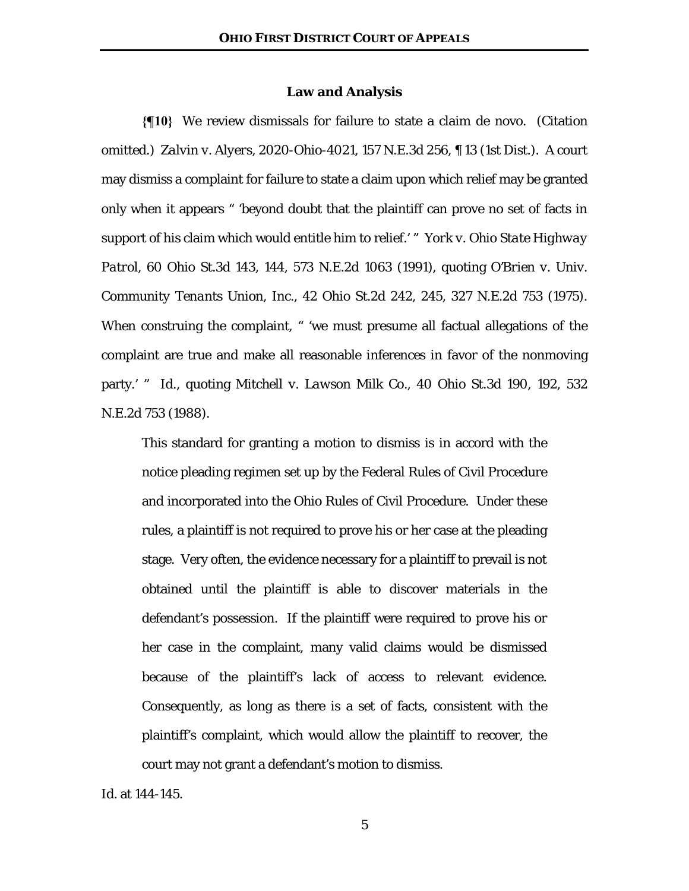## Law and Analysis

**{¶10}** We review dismissals for failure to state a claim de novo. (Citation omitted.) *Zalvin v. Alyers*, 2020-Ohio-4021, 157 N.E.3d 256, ¶ 13 (1st Dist.). A court may dismiss a complaint for failure to state a claim upon which relief may be granted only when it appears " 'beyond doubt that the plaintiff can prove no set of facts in support of his claim which would entitle him to relief.' " *York v. Ohio State Highway Patrol*, 60 Ohio St.3d 143, 144, 573 N.E.2d 1063 (1991), quoting *O'Brien v. Univ. Community Tenants Union, Inc.*, 42 Ohio St.2d 242, 245, 327 N.E.2d 753 (1975). When construing the complaint, " 'we must presume all factual allegations of the complaint are true and make all reasonable inferences in favor of the nonmoving party.' " *Id.*, quoting *Mitchell v. Lawson Milk Co.*, 40 Ohio St.3d 190, 192, 532 N.E.2d 753 (1988).

> This standard for granting a motion to dismiss is in accord with the notice pleading regimen set up by the Federal Rules of Civil Procedure and incorporated into the Ohio Rules of Civil Procedure. Under these rules, a plaintiff is not required to prove his or her case at the pleading stage. Very often, the evidence necessary for a plaintiff to prevail is not obtained until the plaintiff is able to discover materials in the defendant's possession. If the plaintiff were required to prove his or her case in the complaint, many valid claims would be dismissed because of the plaintiff's lack of access to relevant evidence. Consequently, as long as there is a set of facts, consistent with the plaintiff's complaint, which would allow the plaintiff to recover, the court may not grant a defendant's motion to dismiss.

*Id.* at 144-145.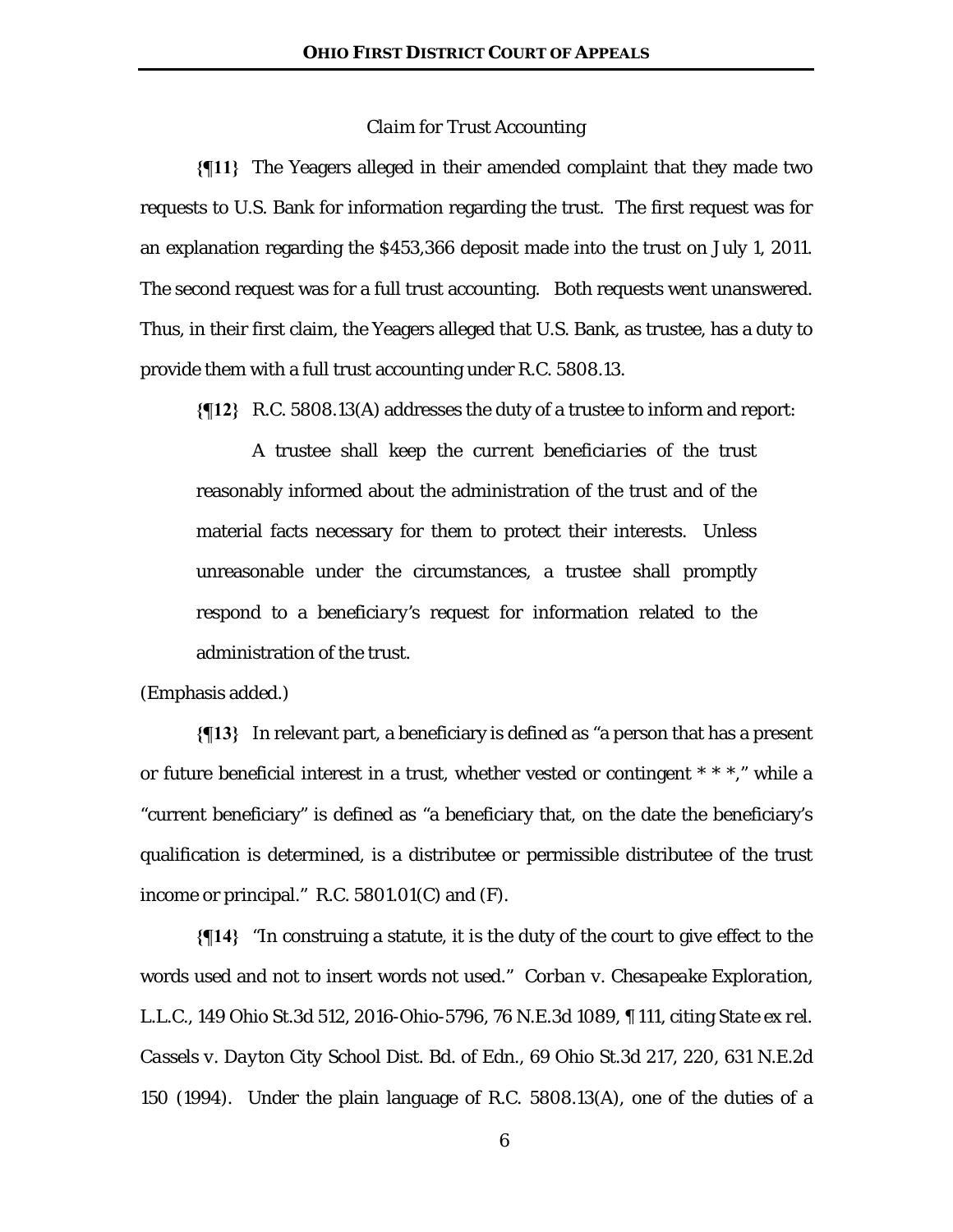*Claim for Trust Accounting*

**{¶11}** The Yeagers alleged in their amended complaint that they made two requests to U.S. Bank for information regarding the trust. The first request was for an explanation regarding the $453,366 deposit made into the trust on July 1, 2011. The second request was for a full trust accounting. Both requests went unanswered. Thus, in their first claim, the Yeagers alleged that U.S. Bank, as trustee, has a duty to provide them with a full trust accounting under R.C. 5808.13.

**{¶12}** R.C. 5808.13(A) addresses the duty of a trustee to inform and report:

> A trustee shall keep the *current beneficiaries* of the trust reasonably informed about the administration of the trust and of the material facts necessary for them to protect their interests. Unless unreasonable under the circumstances, a trustee shall promptly respond to a *beneficiary's* request for information related to the administration of the trust.

(Emphasis added.)

**{¶13}** In relevant part, a beneficiary is defined as "a person that has a present or future beneficial interest in a trust, whether vested or contingent * * *," while a "current beneficiary" is defined as "a beneficiary that, on the date the beneficiary's qualification is determined, is a distributee or permissible distributee of the trust income or principal." R.C. 5801.01(C) and (F).

**{¶14}** "In construing a statute, it is the duty of the court to give effect to the words used and not to insert words not used." *Corban v. Chesapeake Exploration, L.L.C.*, 149 Ohio St.3d 512, 2016-Ohio-5796, 76 N.E.3d 1089, ¶ 111, citing *State ex rel. Cassels v. Dayton City School Dist. Bd. of Edn.*, 69 Ohio St.3d 217, 220, 631 N.E.2d 150 (1994). Under the plain language of R.C. 5808.13(A), one of the duties of a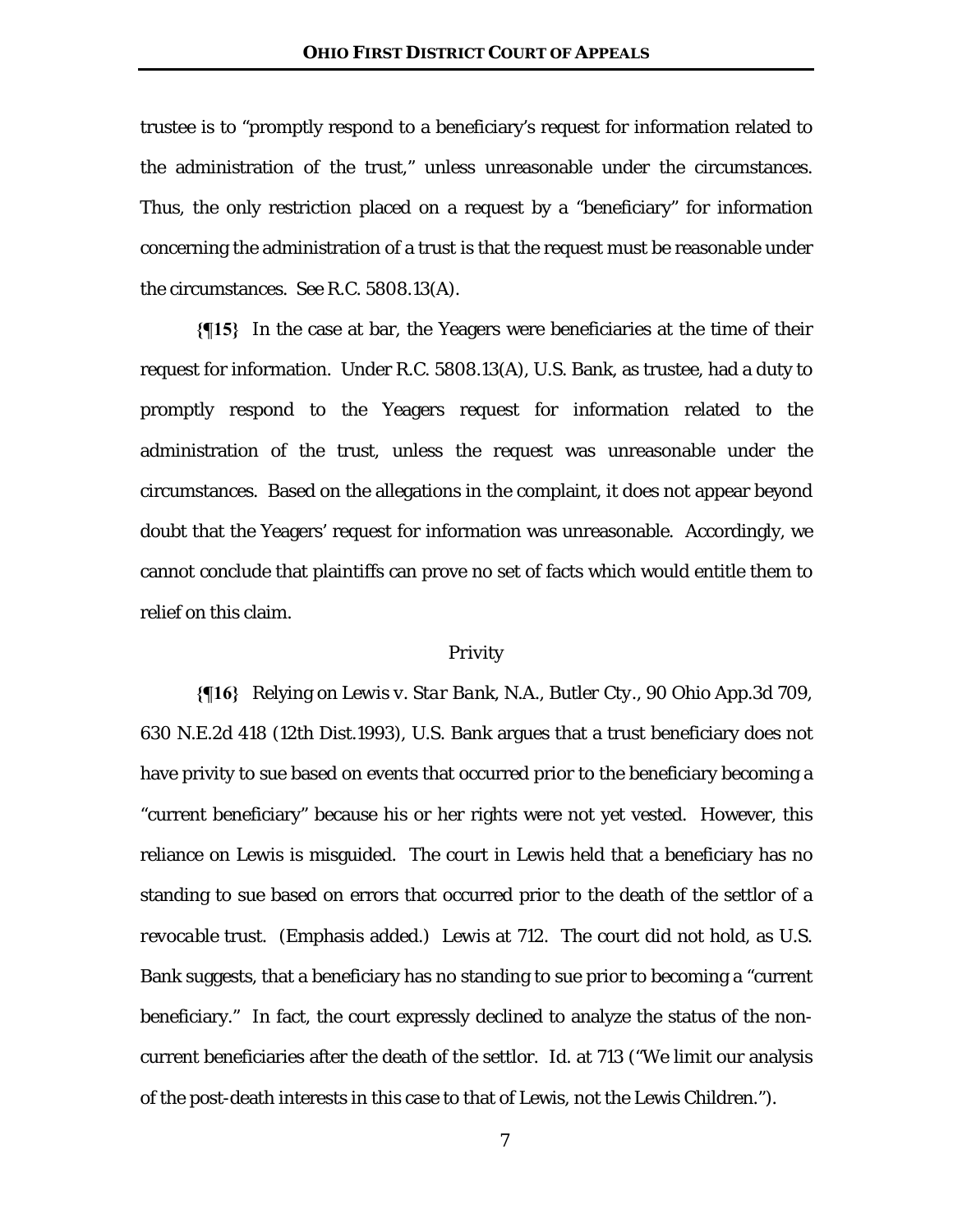trustee is to "promptly respond to a beneficiary's request for information related to the administration of the trust," unless unreasonable under the circumstances. Thus, the only restriction placed on a request by a "beneficiary" for information concerning the administration of a trust is that the request must be reasonable under the circumstances. *See* R.C. 5808.13(A).

**{¶15}** In the case at bar, the Yeagers were beneficiaries at the time of their request for information. Under R.C. 5808.13(A), U.S. Bank, as trustee, had a duty to promptly respond to the Yeagers request for information related to the administration of the trust, unless the request was unreasonable under the circumstances. Based on the allegations in the complaint, it does not appear beyond doubt that the Yeagers' request for information was unreasonable. Accordingly, we cannot conclude that plaintiffs can prove no set of facts which would entitle them to relief on this claim.

Privity

**{¶16}** Relying on *Lewis v. Star Bank, N.A., Butler Cty.*, 90 Ohio App.3d 709, 630 N.E.2d 418 (12th Dist.1993), U.S. Bank argues that a trust beneficiary does not have privity to sue based on events that occurred prior to the beneficiary becoming a "current beneficiary" because his or her rights were not yet vested. However, this reliance on *Lewis* is misguided. The court in *Lewis* held that a beneficiary has no standing to sue based on errors that occurred prior to the death of the settlor of a *revocable trust*. (Emphasis added.) *Lewis* at 712. The court did not hold, as U.S. Bank suggests, that a beneficiary has no standing to sue prior to becoming a "current beneficiary." In fact, the court expressly declined to analyze the status of the non-current beneficiaries after the death of the settlor. *Id.* at 713 ("We limit our analysis of the post-death interests in this case to that of Lewis, not the Lewis Children.").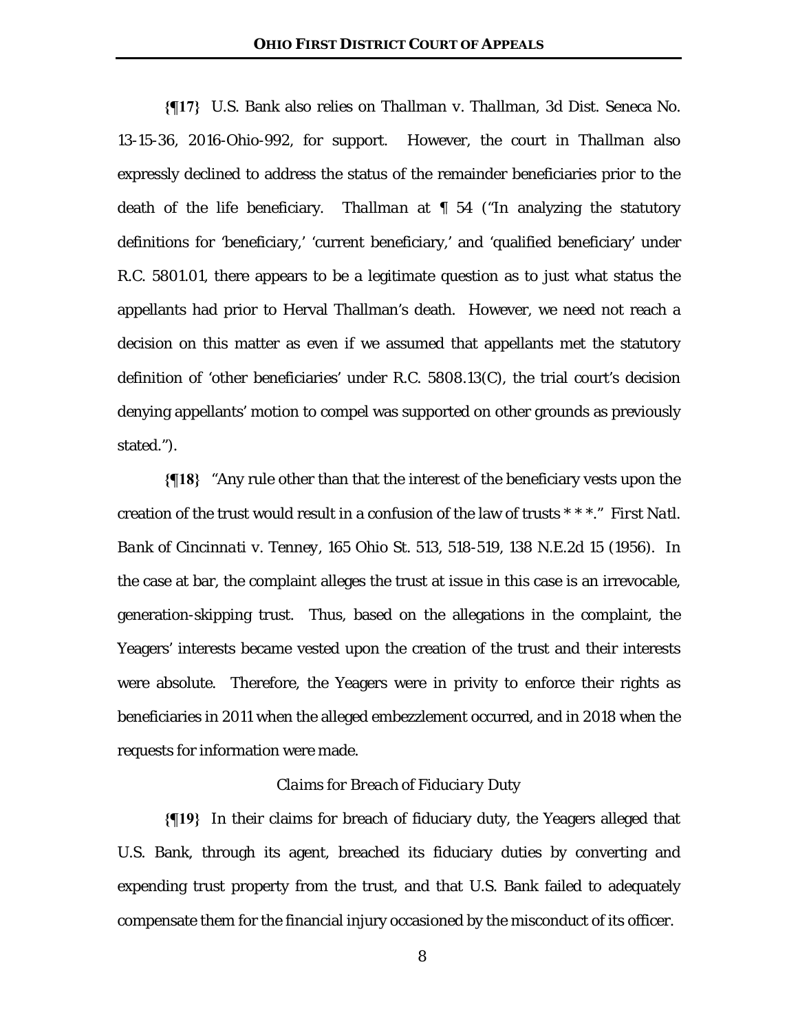**{¶17}** U.S. Bank also relies on *Thallman v. Thallman*, 3d Dist. Seneca No. 13-15-36, 2016-Ohio-992, for support. However, the court in *Thallman* also expressly declined to address the status of the remainder beneficiaries prior to the death of the life beneficiary. *Thallman* at ¶ 54 ("In analyzing the statutory definitions for 'beneficiary,' 'current beneficiary,' and 'qualified beneficiary' under R.C. 5801.01, there appears to be a legitimate question as to just what status the appellants had prior to Herval Thallman's death. However, we need not reach a decision on this matter as even if we assumed that appellants met the statutory definition of 'other beneficiaries' under R.C. 5808.13(C), the trial court's decision denying appellants' motion to compel was supported on other grounds as previously stated.").

**{¶18}** "Any rule other than that the interest of the beneficiary vests upon the creation of the trust would result in a confusion of the law of trusts * * *." *First Natl. Bank of Cincinnati v. Tenney*, 165 Ohio St. 513, 518-519, 138 N.E.2d 15 (1956). In the case at bar, the complaint alleges the trust at issue in this case is an irrevocable, generation-skipping trust. Thus, based on the allegations in the complaint, the Yeagers' interests became vested upon the creation of the trust and their interests were absolute. Therefore, the Yeagers were in privity to enforce their rights as beneficiaries in 2011 when the alleged embezzlement occurred, and in 2018 when the requests for information were made.

*Claims for Breach of Fiduciary Duty*

**{¶19}** In their claims for breach of fiduciary duty, the Yeagers alleged that U.S. Bank, through its agent, breached its fiduciary duties by converting and expending trust property from the trust, and that U.S. Bank failed to adequately compensate them for the financial injury occasioned by the misconduct of its officer.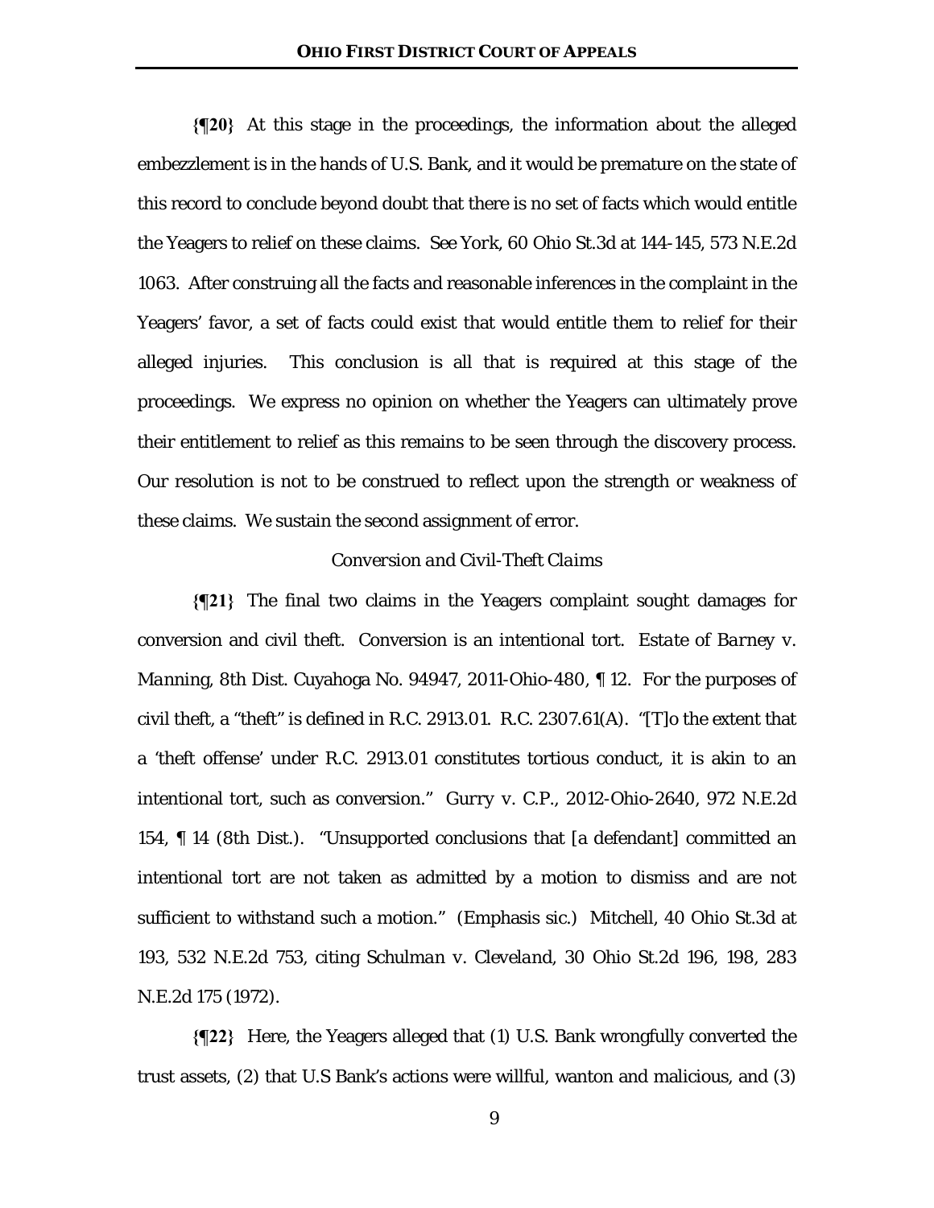**{¶20}** At this stage in the proceedings, the information about the alleged embezzlement is in the hands of U.S. Bank, and it would be premature on the state of this record to conclude beyond doubt that there is no set of facts which would entitle the Yeagers to relief on these claims. See *York*, 60 Ohio St.3d at 144-145, 573 N.E.2d 1063. After construing all the facts and reasonable inferences in the complaint in the Yeagers' favor, a set of facts could exist that would entitle them to relief for their alleged injuries. This conclusion is all that is required at this stage of the proceedings. We express no opinion on whether the Yeagers can ultimately prove their entitlement to relief as this remains to be seen through the discovery process. Our resolution is not to be construed to reflect upon the strength or weakness of these claims. We sustain the second assignment of error.

*Conversion and Civil-Theft Claims*

**{¶21}** The final two claims in the Yeagers complaint sought damages for conversion and civil theft. Conversion is an intentional tort. *Estate of Barney v. Manning*, 8th Dist. Cuyahoga No. 94947, 2011-Ohio-480, ¶ 12. For the purposes of civil theft, a "theft" is defined in R.C. 2913.01. R.C. 2307.61(A). "[T]o the extent that a 'theft offense' under R.C. 2913.01 constitutes tortious conduct, it is akin to an intentional tort, such as conversion." *Gurry v. C.P.*, 2012-Ohio-2640, 972 N.E.2d 154, ¶ 14 (8th Dist.). "Unsupported conclusions that [a defendant] committed an intentional tort are not taken as admitted by a motion to dismiss and are not sufficient to withstand such a motion." (Emphasis sic.) *Mitchell*, 40 Ohio St.3d at 193, 532 N.E.2d 753, citing *Schulman v. Cleveland*, 30 Ohio St.2d 196, 198, 283 N.E.2d 175 (1972).

**{¶22}** Here, the Yeagers alleged that (1) U.S. Bank wrongfully converted the trust assets, (2) that U.S Bank's actions were willful, wanton and malicious, and (3)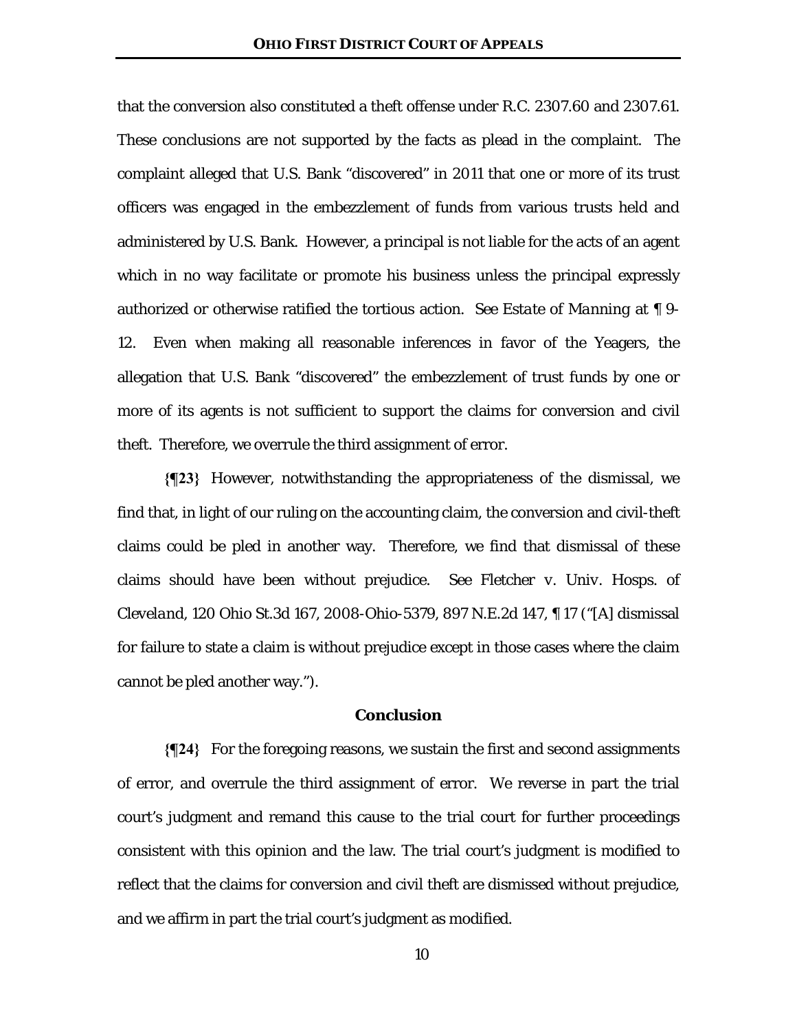that the conversion also constituted a theft offense under R.C. 2307.60 and 2307.61. These conclusions are not supported by the facts as plead in the complaint. The complaint alleged that U.S. Bank "discovered" in 2011 that one or more of its trust officers was engaged in the embezzlement of funds from various trusts held and administered by U.S. Bank. However, a principal is not liable for the acts of an agent which in no way facilitate or promote his business unless the principal expressly authorized or otherwise ratified the tortious action. See *Estate of Manning* at ¶ 9-12. Even when making all reasonable inferences in favor of the Yeagers, the allegation that U.S. Bank "discovered" the embezzlement of trust funds by one or more of its agents is not sufficient to support the claims for conversion and civil theft. Therefore, we overrule the third assignment of error.

**{¶23}** However, notwithstanding the appropriateness of the dismissal, we find that, in light of our ruling on the accounting claim, the conversion and civil-theft claims could be pled in another way. Therefore, we find that dismissal of these claims should have been without prejudice. See *Fletcher v. Univ. Hosps. of Cleveland*, 120 Ohio St.3d 167, 2008-Ohio-5379, 897 N.E.2d 147, ¶ 17 ("[A] dismissal for failure to state a claim is without prejudice except in those cases where the claim cannot be pled another way.").

## Conclusion

**{¶24}** For the foregoing reasons, we sustain the first and second assignments of error, and overrule the third assignment of error. We reverse in part the trial court's judgment and remand this cause to the trial court for further proceedings consistent with this opinion and the law. The trial court's judgment is modified to reflect that the claims for conversion and civil theft are dismissed without prejudice, and we affirm in part the trial court's judgment as modified.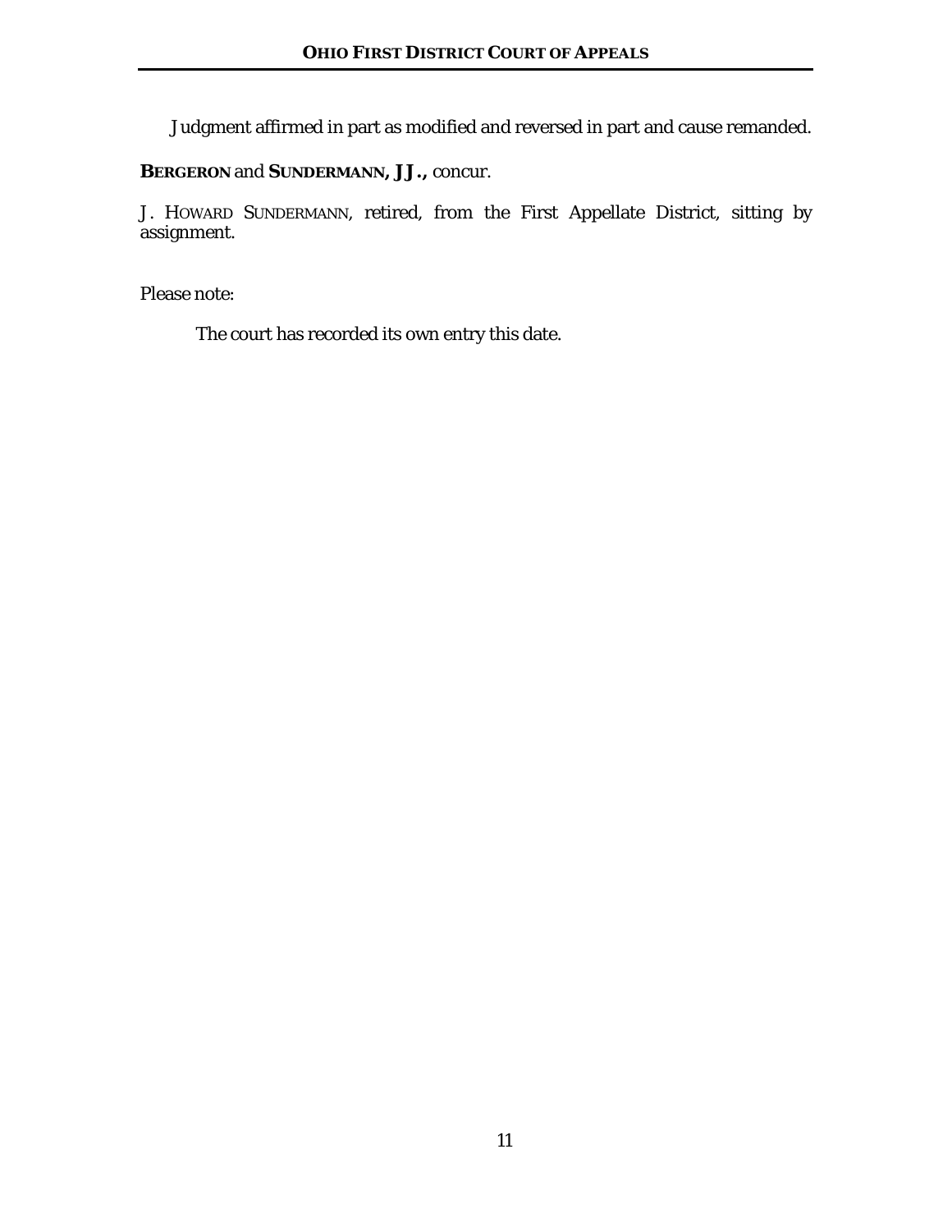Judgment affirmed in part as modified and reversed in part and cause remanded.

**BERGERON** and **SUNDERMANN, JJ.,** concur.

J. HOWARD SUNDERMANN, retired, from the First Appellate District, sitting by assignment.

Please note:

The court has recorded its own entry this date.